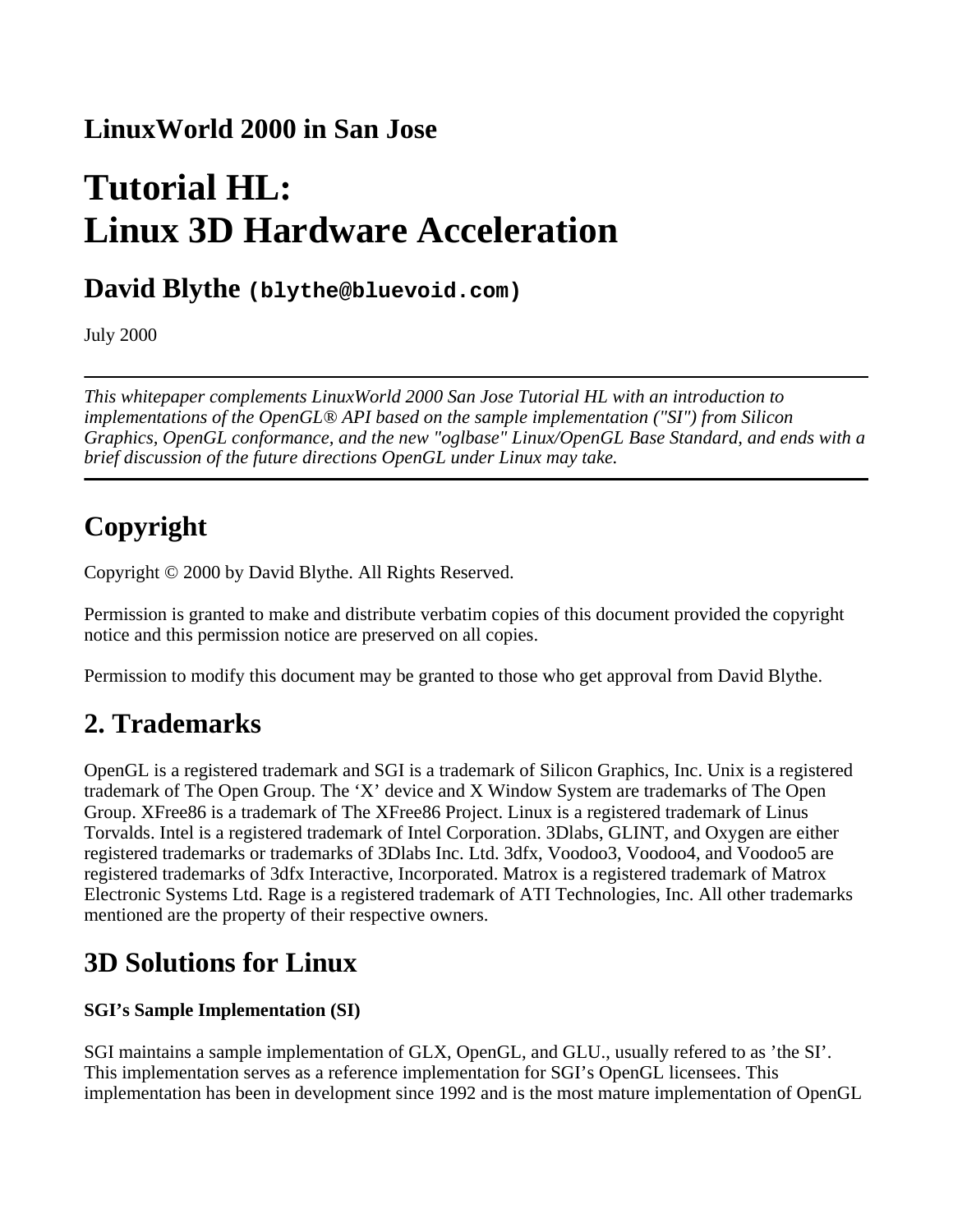## LinuxWorld 2000 in San Jose

# Tutorial HL:
# Linux 3D Hardware Acceleration

## David Blythe `(blythe@bluevoid.com)`

July 2000

---

*This whitepaper complements LinuxWorld 2000 San Jose Tutorial HL with an introduction to implementations of the OpenGL® API based on the sample implementation ("SI") from Silicon Graphics, OpenGL conformance, and the new "oglbase" Linux/OpenGL Base Standard, and ends with a brief discussion of the future directions OpenGL under Linux may take.*

---

## Copyright

Copyright © 2000 by David Blythe. All Rights Reserved.

Permission is granted to make and distribute verbatim copies of this document provided the copyright notice and this permission notice are preserved on all copies.

Permission to modify this document may be granted to those who get approval from David Blythe.

## 2. Trademarks

OpenGL is a registered trademark and SGI is a trademark of Silicon Graphics, Inc. Unix is a registered trademark of The Open Group. The 'X' device and X Window System are trademarks of The Open Group. XFree86 is a trademark of The XFree86 Project. Linux is a registered trademark of Linus Torvalds. Intel is a registered trademark of Intel Corporation. 3Dlabs, GLINT, and Oxygen are either registered trademarks or trademarks of 3Dlabs Inc. Ltd. 3dfx, Voodoo3, Voodoo4, and Voodoo5 are registered trademarks of 3dfx Interactive, Incorporated. Matrox is a registered trademark of Matrox Electronic Systems Ltd. Rage is a registered trademark of ATI Technologies, Inc. All other trademarks mentioned are the property of their respective owners.

## 3D Solutions for Linux

**SGI's Sample Implementation (SI)**

SGI maintains a sample implementation of GLX, OpenGL, and GLU., usually refered to as 'the SI'. This implementation serves as a reference implementation for SGI's OpenGL licensees. This implementation has been in development since 1992 and is the most mature implementation of OpenGL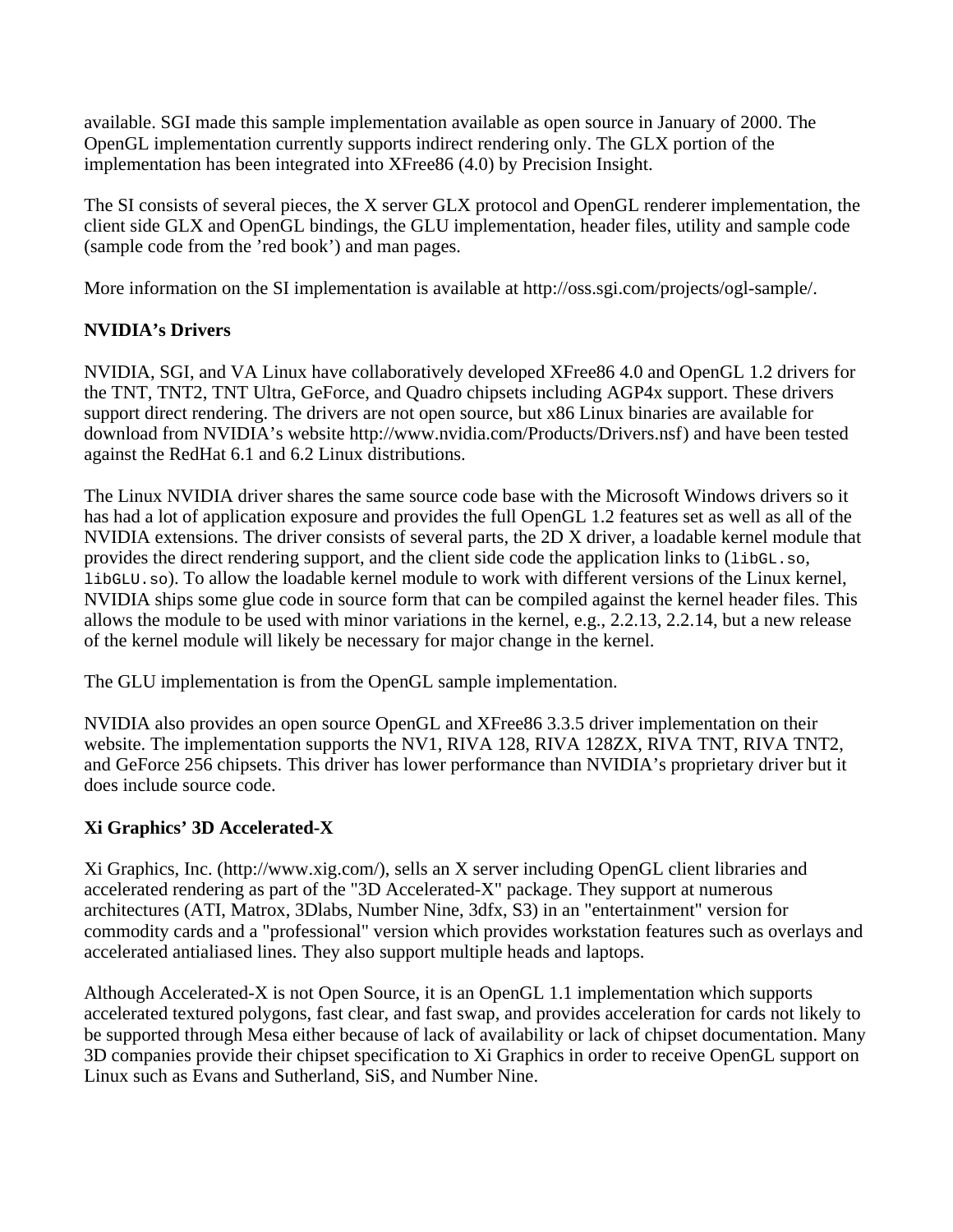available. SGI made this sample implementation available as open source in January of 2000. The OpenGL implementation currently supports indirect rendering only. The GLX portion of the implementation has been integrated into XFree86 (4.0) by Precision Insight.

The SI consists of several pieces, the X server GLX protocol and OpenGL renderer implementation, the client side GLX and OpenGL bindings, the GLU implementation, header files, utility and sample code (sample code from the ’red book’) and man pages.

More information on the SI implementation is available at http://oss.sgi.com/projects/ogl-sample/.

### NVIDIA’s Drivers

NVIDIA, SGI, and VA Linux have collaboratively developed XFree86 4.0 and OpenGL 1.2 drivers for the TNT, TNT2, TNT Ultra, GeForce, and Quadro chipsets including AGP4x support. These drivers support direct rendering. The drivers are not open source, but x86 Linux binaries are available for download from NVIDIA’s website http://www.nvidia.com/Products/Drivers.nsf) and have been tested against the RedHat 6.1 and 6.2 Linux distributions.

The Linux NVIDIA driver shares the same source code base with the Microsoft Windows drivers so it has had a lot of application exposure and provides the full OpenGL 1.2 features set as well as all of the NVIDIA extensions. The driver consists of several parts, the 2D X driver, a loadable kernel module that provides the direct rendering support, and the client side code the application links to (`libGL.so`, `libGLU.so`). To allow the loadable kernel module to work with different versions of the Linux kernel, NVIDIA ships some glue code in source form that can be compiled against the kernel header files. This allows the module to be used with minor variations in the kernel, e.g., 2.2.13, 2.2.14, but a new release of the kernel module will likely be necessary for major change in the kernel.

The GLU implementation is from the OpenGL sample implementation.

NVIDIA also provides an open source OpenGL and XFree86 3.3.5 driver implementation on their website. The implementation supports the NV1, RIVA 128, RIVA 128ZX, RIVA TNT, RIVA TNT2, and GeForce 256 chipsets. This driver has lower performance than NVIDIA’s proprietary driver but it does include source code.

### Xi Graphics’ 3D Accelerated-X

Xi Graphics, Inc. (http://www.xig.com/), sells an X server including OpenGL client libraries and accelerated rendering as part of the "3D Accelerated-X" package. They support at numerous architectures (ATI, Matrox, 3Dlabs, Number Nine, 3dfx, S3) in an "entertainment" version for commodity cards and a "professional" version which provides workstation features such as overlays and accelerated antialiased lines. They also support multiple heads and laptops.

Although Accelerated-X is not Open Source, it is an OpenGL 1.1 implementation which supports accelerated textured polygons, fast clear, and fast swap, and provides acceleration for cards not likely to be supported through Mesa either because of lack of availability or lack of chipset documentation. Many 3D companies provide their chipset specification to Xi Graphics in order to receive OpenGL support on Linux such as Evans and Sutherland, SiS, and Number Nine.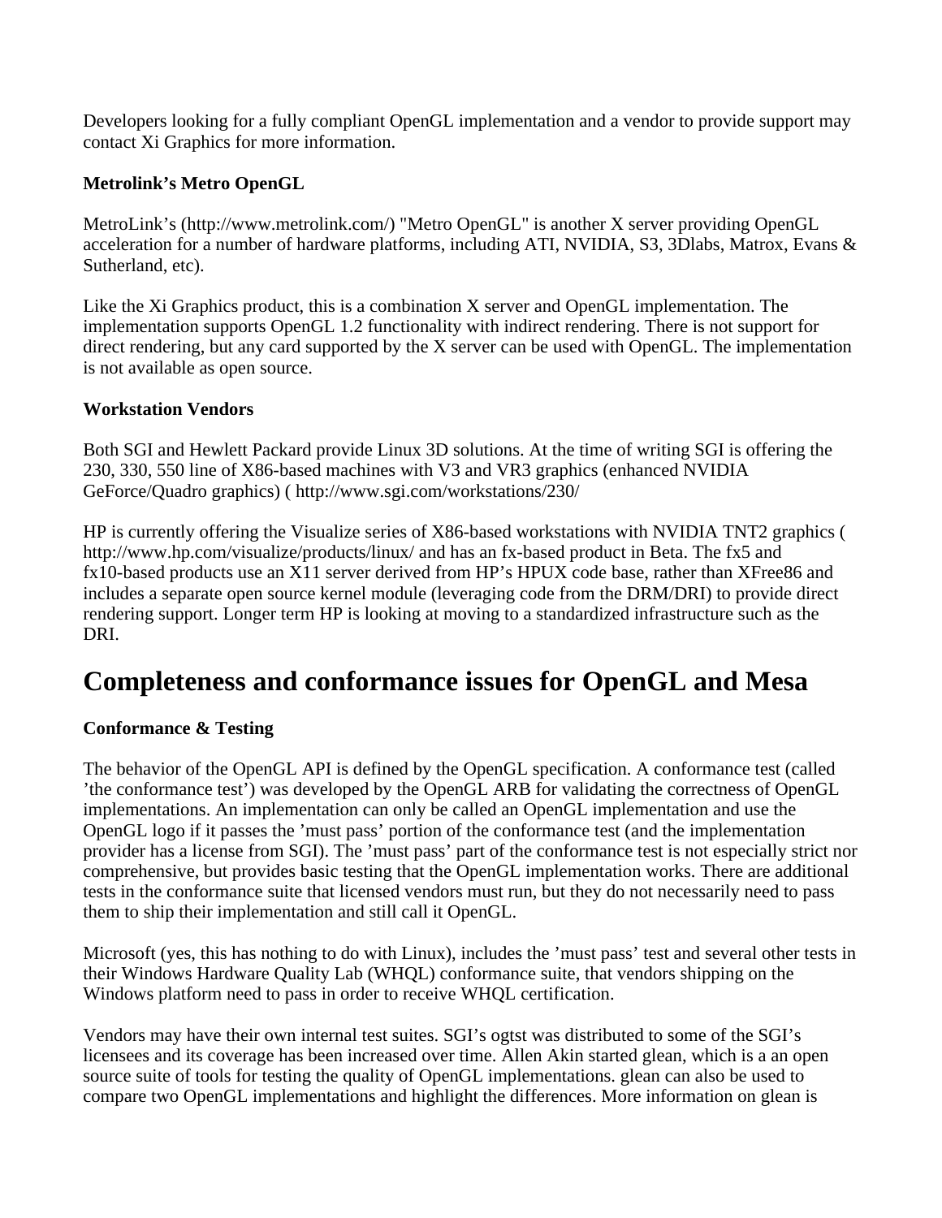Developers looking for a fully compliant OpenGL implementation and a vendor to provide support may contact Xi Graphics for more information.

**Metrolink's Metro OpenGL**

MetroLink's (http://www.metrolink.com/) "Metro OpenGL" is another X server providing OpenGL acceleration for a number of hardware platforms, including ATI, NVIDIA, S3, 3Dlabs, Matrox, Evans & Sutherland, etc).

Like the Xi Graphics product, this is a combination X server and OpenGL implementation. The implementation supports OpenGL 1.2 functionality with indirect rendering. There is not support for direct rendering, but any card supported by the X server can be used with OpenGL. The implementation is not available as open source.

**Workstation Vendors**

Both SGI and Hewlett Packard provide Linux 3D solutions. At the time of writing SGI is offering the 230, 330, 550 line of X86-based machines with V3 and VR3 graphics (enhanced NVIDIA GeForce/Quadro graphics) ( http://www.sgi.com/workstations/230/

HP is currently offering the Visualize series of X86-based workstations with NVIDIA TNT2 graphics ( http://www.hp.com/visualize/products/linux/ and has an fx-based product in Beta. The fx5 and fx10-based products use an X11 server derived from HP's HPUX code base, rather than XFree86 and includes a separate open source kernel module (leveraging code from the DRM/DRI) to provide direct rendering support. Longer term HP is looking at moving to a standardized infrastructure such as the DRI.

# Completeness and conformance issues for OpenGL and Mesa

**Conformance & Testing**

The behavior of the OpenGL API is defined by the OpenGL specification. A conformance test (called 'the conformance test') was developed by the OpenGL ARB for validating the correctness of OpenGL implementations. An implementation can only be called an OpenGL implementation and use the OpenGL logo if it passes the 'must pass' portion of the conformance test (and the implementation provider has a license from SGI). The 'must pass' part of the conformance test is not especially strict nor comprehensive, but provides basic testing that the OpenGL implementation works. There are additional tests in the conformance suite that licensed vendors must run, but they do not necessarily need to pass them to ship their implementation and still call it OpenGL.

Microsoft (yes, this has nothing to do with Linux), includes the 'must pass' test and several other tests in their Windows Hardware Quality Lab (WHQL) conformance suite, that vendors shipping on the Windows platform need to pass in order to receive WHQL certification.

Vendors may have their own internal test suites. SGI's ogtst was distributed to some of the SGI's licensees and its coverage has been increased over time. Allen Akin started glean, which is a an open source suite of tools for testing the quality of OpenGL implementations. glean can also be used to compare two OpenGL implementations and highlight the differences. More information on glean is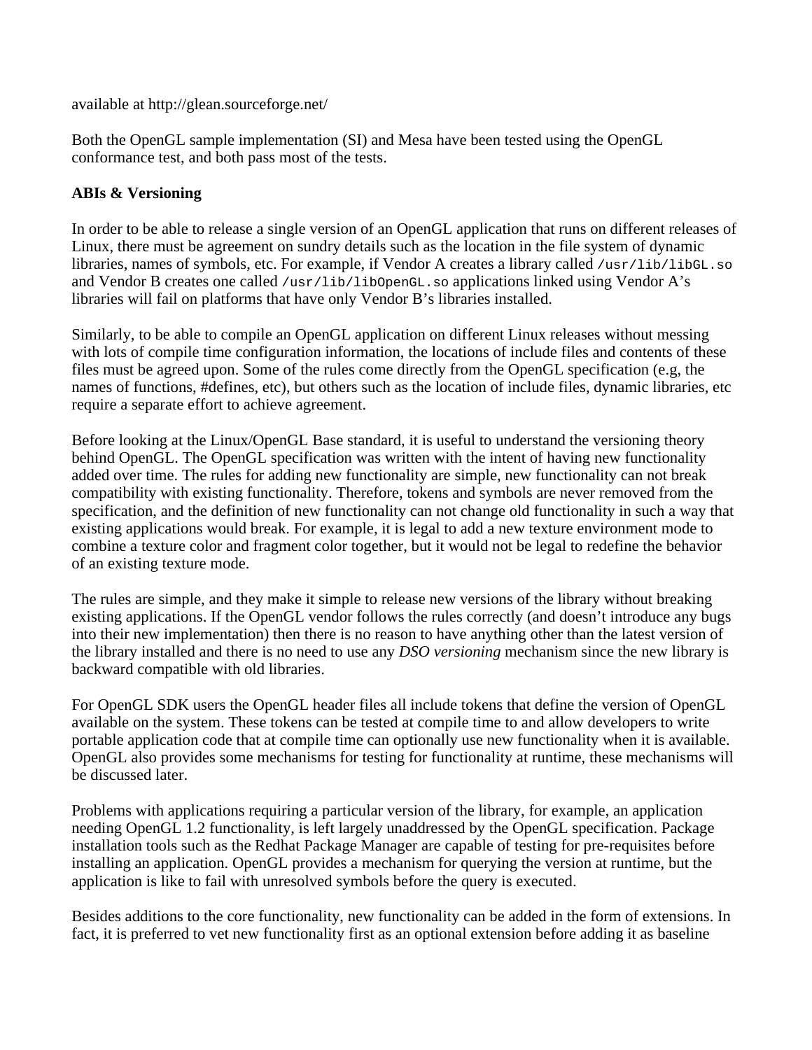available at http://glean.sourceforge.net/

Both the OpenGL sample implementation (SI) and Mesa have been tested using the OpenGL conformance test, and both pass most of the tests.

**ABIs & Versioning**

In order to be able to release a single version of an OpenGL application that runs on different releases of Linux, there must be agreement on sundry details such as the location in the file system of dynamic libraries, names of symbols, etc. For example, if Vendor A creates a library called `/usr/lib/libGL.so` and Vendor B creates one called `/usr/lib/libOpenGL.so` applications linked using Vendor A's libraries will fail on platforms that have only Vendor B's libraries installed.

Similarly, to be able to compile an OpenGL application on different Linux releases without messing with lots of compile time configuration information, the locations of include files and contents of these files must be agreed upon. Some of the rules come directly from the OpenGL specification (e.g, the names of functions, #defines, etc), but others such as the location of include files, dynamic libraries, etc require a separate effort to achieve agreement.

Before looking at the Linux/OpenGL Base standard, it is useful to understand the versioning theory behind OpenGL. The OpenGL specification was written with the intent of having new functionality added over time. The rules for adding new functionality are simple, new functionality can not break compatibility with existing functionality. Therefore, tokens and symbols are never removed from the specification, and the definition of new functionality can not change old functionality in such a way that existing applications would break. For example, it is legal to add a new texture environment mode to combine a texture color and fragment color together, but it would not be legal to redefine the behavior of an existing texture mode.

The rules are simple, and they make it simple to release new versions of the library without breaking existing applications. If the OpenGL vendor follows the rules correctly (and doesn't introduce any bugs into their new implementation) then there is no reason to have anything other than the latest version of the library installed and there is no need to use any *DSO versioning* mechanism since the new library is backward compatible with old libraries.

For OpenGL SDK users the OpenGL header files all include tokens that define the version of OpenGL available on the system. These tokens can be tested at compile time to and allow developers to write portable application code that at compile time can optionally use new functionality when it is available. OpenGL also provides some mechanisms for testing for functionality at runtime, these mechanisms will be discussed later.

Problems with applications requiring a particular version of the library, for example, an application needing OpenGL 1.2 functionality, is left largely unaddressed by the OpenGL specification. Package installation tools such as the Redhat Package Manager are capable of testing for pre-requisites before installing an application. OpenGL provides a mechanism for querying the version at runtime, but the application is like to fail with unresolved symbols before the query is executed.

Besides additions to the core functionality, new functionality can be added in the form of extensions. In fact, it is preferred to vet new functionality first as an optional extension before adding it as baseline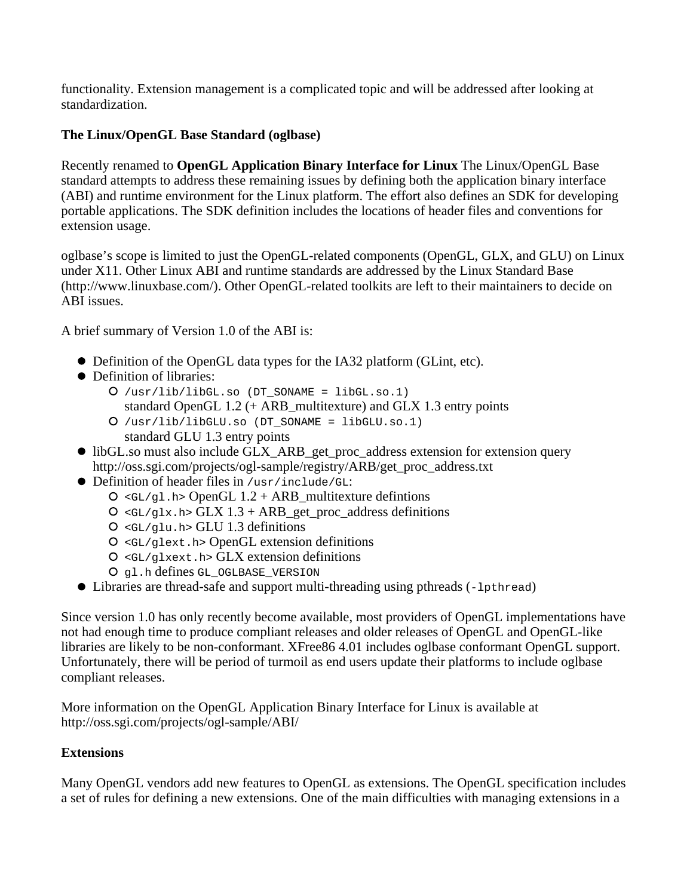functionality. Extension management is a complicated topic and will be addressed after looking at standardization.

**The Linux/OpenGL Base Standard (oglbase)**

Recently renamed to **OpenGL Application Binary Interface for Linux** The Linux/OpenGL Base standard attempts to address these remaining issues by defining both the application binary interface (ABI) and runtime environment for the Linux platform. The effort also defines an SDK for developing portable applications. The SDK definition includes the locations of header files and conventions for extension usage.

oglbase's scope is limited to just the OpenGL-related components (OpenGL, GLX, and GLU) on Linux under X11. Other Linux ABI and runtime standards are addressed by the Linux Standard Base (http://www.linuxbase.com/). Other OpenGL-related toolkits are left to their maintainers to decide on ABI issues.

A brief summary of Version 1.0 of the ABI is:

- Definition of the OpenGL data types for the IA32 platform (GLint, etc).
- Definition of libraries:
  - `/usr/lib/libGL.so (DT_SONAME = libGL.so.1)`  
    standard OpenGL 1.2 (+ ARB_multitexture) and GLX 1.3 entry points
  - `/usr/lib/libGLU.so (DT_SONAME = libGLU.so.1)`  
    standard GLU 1.3 entry points
- libGL.so must also include GLX_ARB_get_proc_address extension for extension query http://oss.sgi.com/projects/ogl-sample/registry/ARB/get_proc_address.txt
- Definition of header files in `/usr/include/GL`:
  - `<GL/gl.h>` OpenGL 1.2 + ARB_multitexture defintions
  - `<GL/glx.h>` GLX 1.3 + ARB_get_proc_address definitions
  - `<GL/glu.h>` GLU 1.3 definitions
  - `<GL/glext.h>` OpenGL extension definitions
  - `<GL/glxext.h>` GLX extension definitions
  - `gl.h` defines `GL_OGLBASE_VERSION`
- Libraries are thread-safe and support multi-threading using pthreads (`-lpthread`)

Since version 1.0 has only recently become available, most providers of OpenGL implementations have not had enough time to produce compliant releases and older releases of OpenGL and OpenGL-like libraries are likely to be non-conformant. XFree86 4.01 includes oglbase conformant OpenGL support. Unfortunately, there will be period of turmoil as end users update their platforms to include oglbase compliant releases.

More information on the OpenGL Application Binary Interface for Linux is available at http://oss.sgi.com/projects/ogl-sample/ABI/

**Extensions**

Many OpenGL vendors add new features to OpenGL as extensions. The OpenGL specification includes a set of rules for defining a new extensions. One of the main difficulties with managing extensions in a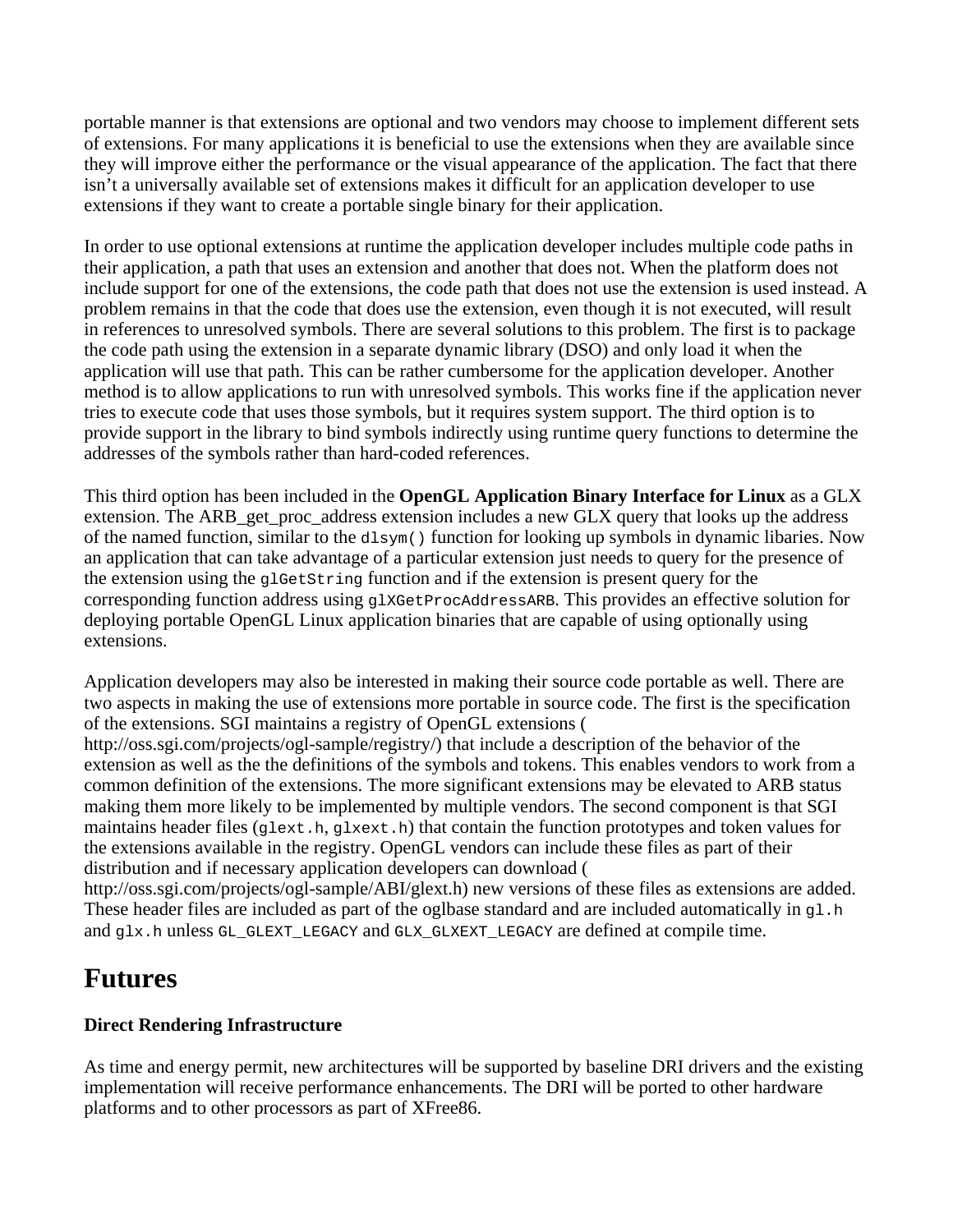portable manner is that extensions are optional and two vendors may choose to implement different sets of extensions. For many applications it is beneficial to use the extensions when they are available since they will improve either the performance or the visual appearance of the application. The fact that there isn't a universally available set of extensions makes it difficult for an application developer to use extensions if they want to create a portable single binary for their application.

In order to use optional extensions at runtime the application developer includes multiple code paths in their application, a path that uses an extension and another that does not. When the platform does not include support for one of the extensions, the code path that does not use the extension is used instead. A problem remains in that the code that does use the extension, even though it is not executed, will result in references to unresolved symbols. There are several solutions to this problem. The first is to package the code path using the extension in a separate dynamic library (DSO) and only load it when the application will use that path. This can be rather cumbersome for the application developer. Another method is to allow applications to run with unresolved symbols. This works fine if the application never tries to execute code that uses those symbols, but it requires system support. The third option is to provide support in the library to bind symbols indirectly using runtime query functions to determine the addresses of the symbols rather than hard-coded references.

This third option has been included in the **OpenGL Application Binary Interface for Linux** as a GLX extension. The ARB_get_proc_address extension includes a new GLX query that looks up the address of the named function, similar to the `dlsym()` function for looking up symbols in dynamic libaries. Now an application that can take advantage of a particular extension just needs to query for the presence of the extension using the `glGetString` function and if the extension is present query for the corresponding function address using `glXGetProcAddressARB`. This provides an effective solution for deploying portable OpenGL Linux application binaries that are capable of using optionally using extensions.

Application developers may also be interested in making their source code portable as well. There are two aspects in making the use of extensions more portable in source code. The first is the specification of the extensions. SGI maintains a registry of OpenGL extensions ( http://oss.sgi.com/projects/ogl-sample/registry/) that include a description of the behavior of the extension as well as the the definitions of the symbols and tokens. This enables vendors to work from a common definition of the extensions. The more significant extensions may be elevated to ARB status making them more likely to be implemented by multiple vendors. The second component is that SGI maintains header files (`glext.h`, `glxext.h`) that contain the function prototypes and token values for the extensions available in the registry. OpenGL vendors can include these files as part of their distribution and if necessary application developers can download ( http://oss.sgi.com/projects/ogl-sample/ABI/glext.h) new versions of these files as extensions are added. These header files are included as part of the oglbase standard and are included automatically in `gl.h` and `glx.h` unless `GL_GLEXT_LEGACY` and `GLX_GLXEXT_LEGACY` are defined at compile time.

# Futures

### Direct Rendering Infrastructure

As time and energy permit, new architectures will be supported by baseline DRI drivers and the existing implementation will receive performance enhancements. The DRI will be ported to other hardware platforms and to other processors as part of XFree86.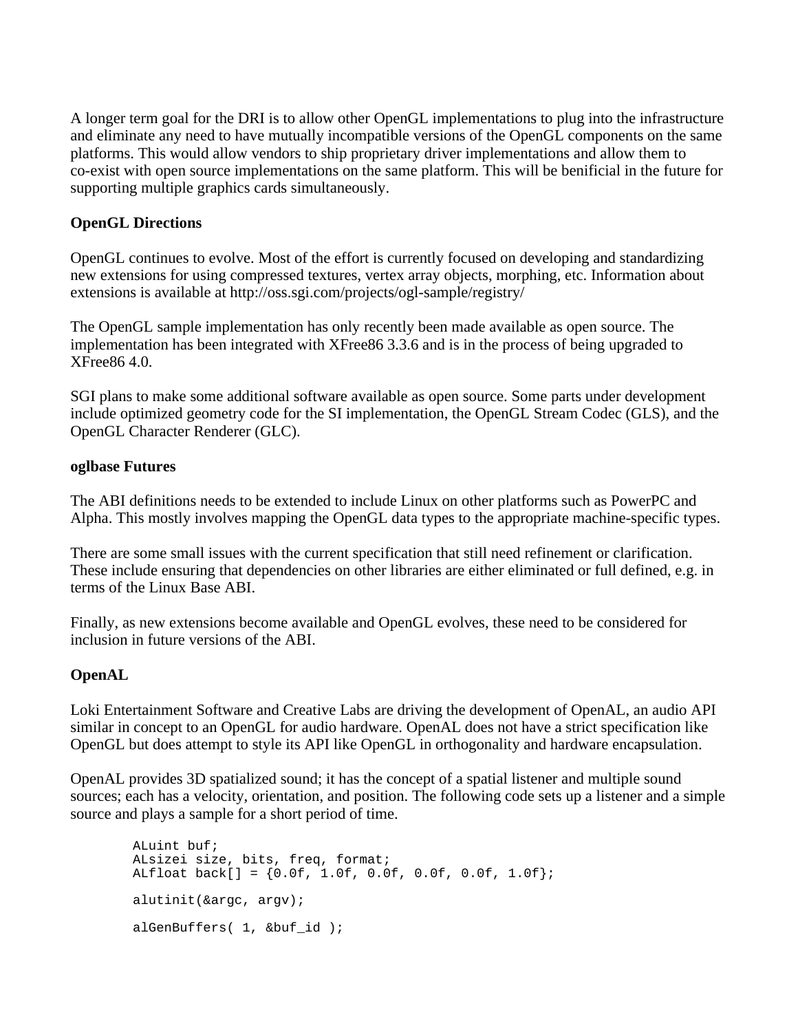A longer term goal for the DRI is to allow other OpenGL implementations to plug into the infrastructure and eliminate any need to have mutually incompatible versions of the OpenGL components on the same platforms. This would allow vendors to ship proprietary driver implementations and allow them to co-exist with open source implementations on the same platform. This will be benificial in the future for supporting multiple graphics cards simultaneously.

**OpenGL Directions**

OpenGL continues to evolve. Most of the effort is currently focused on developing and standardizing new extensions for using compressed textures, vertex array objects, morphing, etc. Information about extensions is available at http://oss.sgi.com/projects/ogl-sample/registry/

The OpenGL sample implementation has only recently been made available as open source. The implementation has been integrated with XFree86 3.3.6 and is in the process of being upgraded to XFree86 4.0.

SGI plans to make some additional software available as open source. Some parts under development include optimized geometry code for the SI implementation, the OpenGL Stream Codec (GLS), and the OpenGL Character Renderer (GLC).

**oglbase Futures**

The ABI definitions needs to be extended to include Linux on other platforms such as PowerPC and Alpha. This mostly involves mapping the OpenGL data types to the appropriate machine-specific types.

There are some small issues with the current specification that still need refinement or clarification. These include ensuring that dependencies on other libraries are either eliminated or full defined, e.g. in terms of the Linux Base ABI.

Finally, as new extensions become available and OpenGL evolves, these need to be considered for inclusion in future versions of the ABI.

**OpenAL**

Loki Entertainment Software and Creative Labs are driving the development of OpenAL, an audio API similar in concept to an OpenGL for audio hardware. OpenAL does not have a strict specification like OpenGL but does attempt to style its API like OpenGL in orthogonality and hardware encapsulation.

OpenAL provides 3D spatialized sound; it has the concept of a spatial listener and multiple sound sources; each has a velocity, orientation, and position. The following code sets up a listener and a simple source and plays a sample for a short period of time.

```
ALuint buf;
ALsizei size, bits, freq, format;
ALfloat back[] = {0.0f, 1.0f, 0.0f, 0.0f, 0.0f, 1.0f};

alutinit(&argc, argv);

alGenBuffers( 1, &buf_id );
```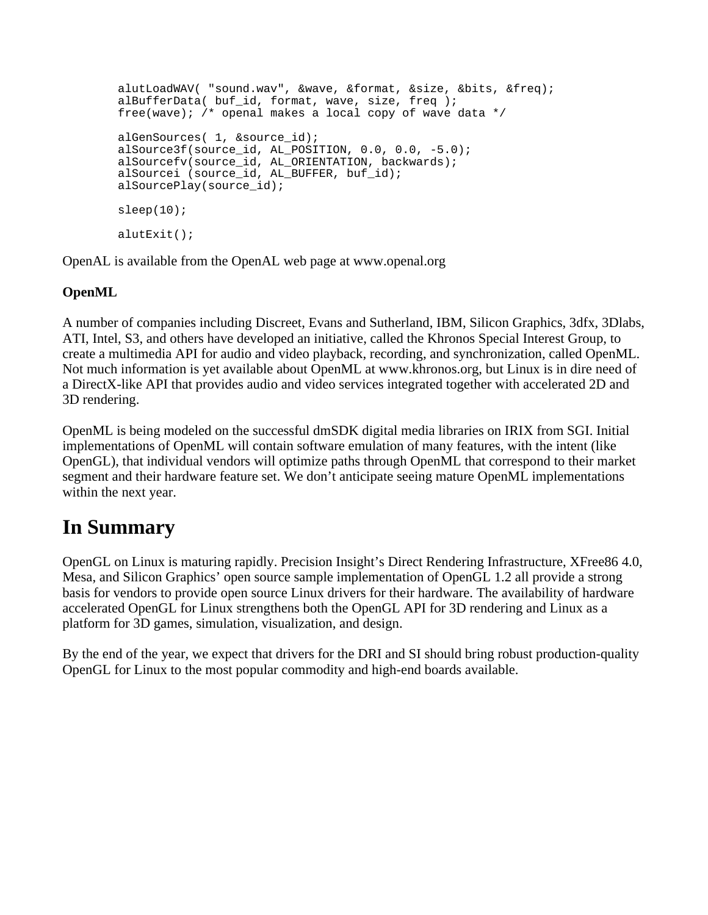```
alutLoadWAV( "sound.wav", &wave, &format, &size, &bits, &freq);
alBufferData( buf_id, format, wave, size, freq );
free(wave); /* openal makes a local copy of wave data */

alGenSources( 1, &source_id);
alSource3f(source_id, AL_POSITION, 0.0, 0.0, -5.0);
alSourcefv(source_id, AL_ORIENTATION, backwards);
alSourcei (source_id, AL_BUFFER, buf_id);
alSourcePlay(source_id);

sleep(10);

alutExit();
```

OpenAL is available from the OpenAL web page at www.openal.org

**OpenML**

A number of companies including Discreet, Evans and Sutherland, IBM, Silicon Graphics, 3dfx, 3Dlabs, ATI, Intel, S3, and others have developed an initiative, called the Khronos Special Interest Group, to create a multimedia API for audio and video playback, recording, and synchronization, called OpenML. Not much information is yet available about OpenML at www.khronos.org, but Linux is in dire need of a DirectX-like API that provides audio and video services integrated together with accelerated 2D and 3D rendering.

OpenML is being modeled on the successful dmSDK digital media libraries on IRIX from SGI. Initial implementations of OpenML will contain software emulation of many features, with the intent (like OpenGL), that individual vendors will optimize paths through OpenML that correspond to their market segment and their hardware feature set. We don't anticipate seeing mature OpenML implementations within the next year.

# In Summary

OpenGL on Linux is maturing rapidly. Precision Insight's Direct Rendering Infrastructure, XFree86 4.0, Mesa, and Silicon Graphics' open source sample implementation of OpenGL 1.2 all provide a strong basis for vendors to provide open source Linux drivers for their hardware. The availability of hardware accelerated OpenGL for Linux strengthens both the OpenGL API for 3D rendering and Linux as a platform for 3D games, simulation, visualization, and design.

By the end of the year, we expect that drivers for the DRI and SI should bring robust production-quality OpenGL for Linux to the most popular commodity and high-end boards available.